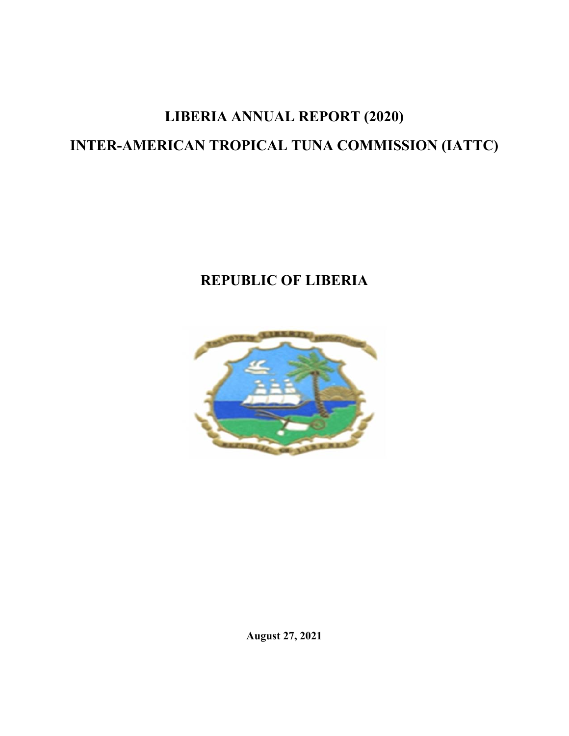# LIBERIA ANNUAL REPORT (2020)

# INTER-AMERICAN TROPICAL TUNA COMMISSION (IATTC)

## REPUBLIC OF LIBERIA

**August 27, 2021**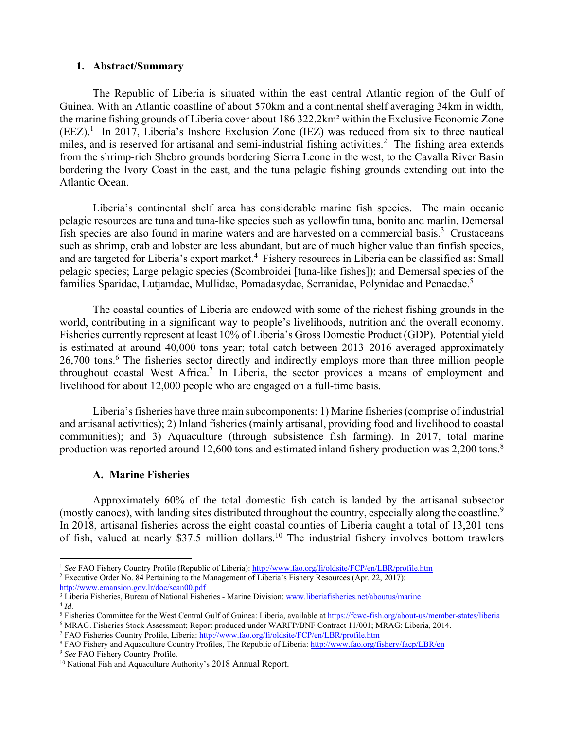## 1. Abstract/Summary

The Republic of Liberia is situated within the east central Atlantic region of the Gulf of Guinea. With an Atlantic coastline of about 570km and a continental shelf averaging 34km in width, the marine fishing grounds of Liberia cover about 186 322.2km² within the Exclusive Economic Zone (EEZ).[1] In 2017, Liberia's Inshore Exclusion Zone (IEZ) was reduced from six to three nautical miles, and is reserved for artisanal and semi-industrial fishing activities.[2] The fishing area extends from the shrimp-rich Shebro grounds bordering Sierra Leone in the west, to the Cavalla River Basin bordering the Ivory Coast in the east, and the tuna pelagic fishing grounds extending out into the Atlantic Ocean.

Liberia's continental shelf area has considerable marine fish species. The main oceanic pelagic resources are tuna and tuna-like species such as yellowfin tuna, bonito and marlin. Demersal fish species are also found in marine waters and are harvested on a commercial basis.[3] Crustaceans such as shrimp, crab and lobster are less abundant, but are of much higher value than finfish species, and are targeted for Liberia's export market.[4] Fishery resources in Liberia can be classified as: Small pelagic species; Large pelagic species (Scombroidei [tuna-like fishes]); and Demersal species of the families Sparidae, Lutjamdae, Mullidae, Pomadasydae, Serranidae, Polynidae and Penaedae.[5]

The coastal counties of Liberia are endowed with some of the richest fishing grounds in the world, contributing in a significant way to people's livelihoods, nutrition and the overall economy. Fisheries currently represent at least 10% of Liberia's Gross Domestic Product (GDP). Potential yield is estimated at around 40,000 tons year; total catch between 2013–2016 averaged approximately 26,700 tons.[6] The fisheries sector directly and indirectly employs more than three million people throughout coastal West Africa.[7] In Liberia, the sector provides a means of employment and livelihood for about 12,000 people who are engaged on a full-time basis.

Liberia's fisheries have three main subcomponents: 1) Marine fisheries (comprise of industrial and artisanal activities); 2) Inland fisheries (mainly artisanal, providing food and livelihood to coastal communities); and 3) Aquaculture (through subsistence fish farming). In 2017, total marine production was reported around 12,600 tons and estimated inland fishery production was 2,200 tons.[8]

### A. Marine Fisheries

Approximately 60% of the total domestic fish catch is landed by the artisanal subsector (mostly canoes), with landing sites distributed throughout the country, especially along the coastline.[9] In 2018, artisanal fisheries across the eight coastal counties of Liberia caught a total of 13,201 tons of fish, valued at nearly $37.5 million dollars.[10] The industrial fishery involves bottom trawlers

---

[1] *See* FAO Fishery Country Profile (Republic of Liberia): http://www.fao.org/fi/oldsite/FCP/en/LBR/profile.htm

[2] Executive Order No. 84 Pertaining to the Management of Liberia's Fishery Resources (Apr. 22, 2017): http://www.emansion.gov.lr/doc/scan00.pdf

[3] Liberia Fisheries, Bureau of National Fisheries - Marine Division: www.liberiafisheries.net/aboutus/marine

[4] *Id*.

[5] Fisheries Committee for the West Central Gulf of Guinea: Liberia, available at https://fcwc-fish.org/about-us/member-states/liberia

[6] MRAG. Fisheries Stock Assessment; Report produced under WARFP/BNF Contract 11/001; MRAG: Liberia, 2014.

[7] FAO Fisheries Country Profile, Liberia: http://www.fao.org/fi/oldsite/FCP/en/LBR/profile.htm

[8] FAO Fishery and Aquaculture Country Profiles, The Republic of Liberia: http://www.fao.org/fishery/facp/LBR/en

[9] *See* FAO Fishery Country Profile.

[10] National Fish and Aquaculture Authority's 2018 Annual Report.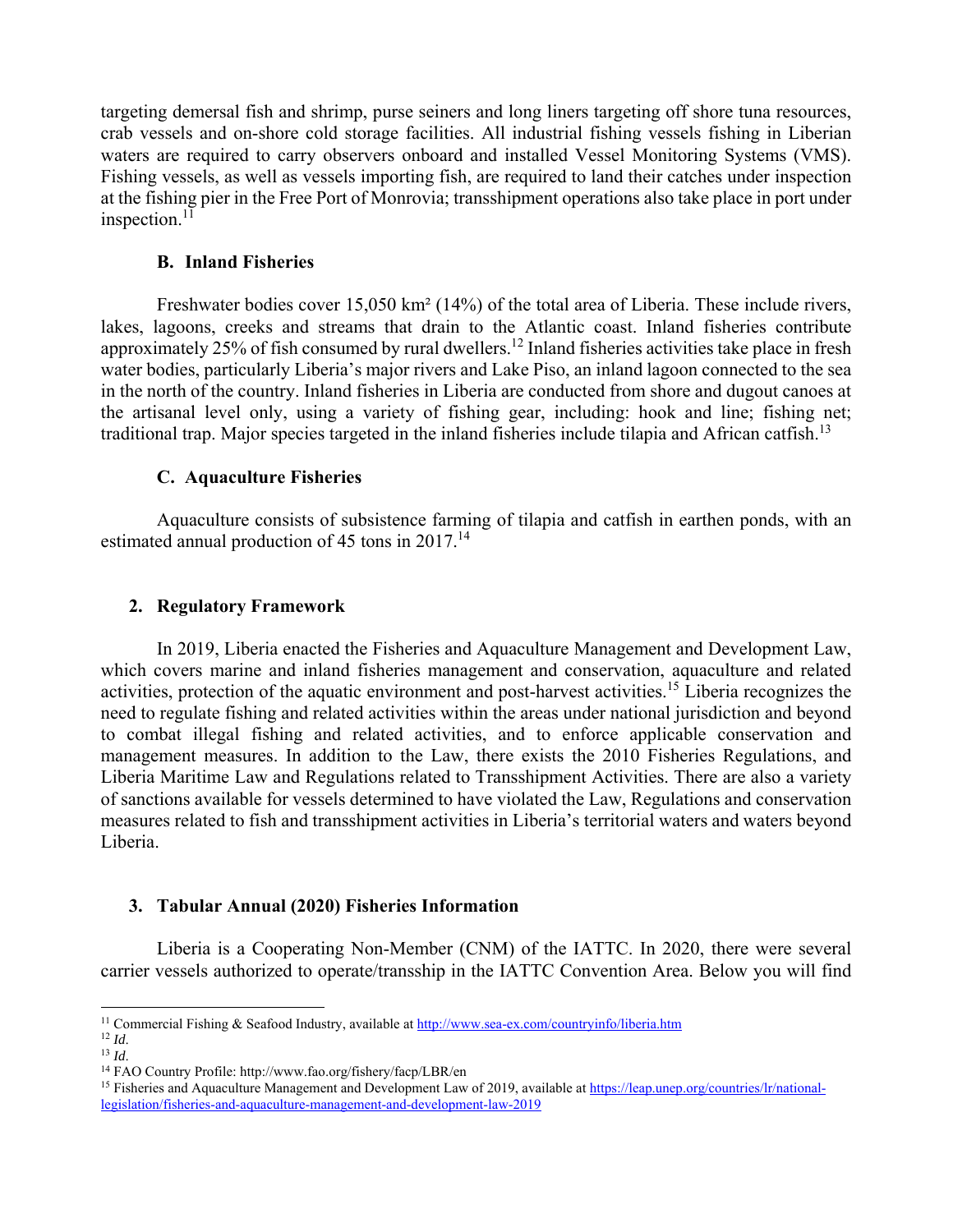targeting demersal fish and shrimp, purse seiners and long liners targeting off shore tuna resources, crab vessels and on-shore cold storage facilities. All industrial fishing vessels fishing in Liberian waters are required to carry observers onboard and installed Vessel Monitoring Systems (VMS). Fishing vessels, as well as vessels importing fish, are required to land their catches under inspection at the fishing pier in the Free Port of Monrovia; transshipment operations also take place in port under inspection.[11]

### B. Inland Fisheries

Freshwater bodies cover 15,050 km² (14%) of the total area of Liberia. These include rivers, lakes, lagoons, creeks and streams that drain to the Atlantic coast. Inland fisheries contribute approximately 25% of fish consumed by rural dwellers.[12] Inland fisheries activities take place in fresh water bodies, particularly Liberia's major rivers and Lake Piso, an inland lagoon connected to the sea in the north of the country. Inland fisheries in Liberia are conducted from shore and dugout canoes at the artisanal level only, using a variety of fishing gear, including: hook and line; fishing net; traditional trap. Major species targeted in the inland fisheries include tilapia and African catfish.[13]

### C. Aquaculture Fisheries

Aquaculture consists of subsistence farming of tilapia and catfish in earthen ponds, with an estimated annual production of 45 tons in 2017.[14]

## 2. Regulatory Framework

In 2019, Liberia enacted the Fisheries and Aquaculture Management and Development Law, which covers marine and inland fisheries management and conservation, aquaculture and related activities, protection of the aquatic environment and post-harvest activities.[15] Liberia recognizes the need to regulate fishing and related activities within the areas under national jurisdiction and beyond to combat illegal fishing and related activities, and to enforce applicable conservation and management measures. In addition to the Law, there exists the 2010 Fisheries Regulations, and Liberia Maritime Law and Regulations related to Transshipment Activities. There are also a variety of sanctions available for vessels determined to have violated the Law, Regulations and conservation measures related to fish and transshipment activities in Liberia's territorial waters and waters beyond Liberia.

## 3. Tabular Annual (2020) Fisheries Information

Liberia is a Cooperating Non-Member (CNM) of the IATTC. In 2020, there were several carrier vessels authorized to operate/transship in the IATTC Convention Area. Below you will find

---

[11] Commercial Fishing & Seafood Industry, available at http://www.sea-ex.com/countryinfo/liberia.htm

[12] *Id*.

[13] *Id*.

[14] FAO Country Profile: http://www.fao.org/fishery/facp/LBR/en

[15] Fisheries and Aquaculture Management and Development Law of 2019, available at https://leap.unep.org/countries/lr/national-legislation/fisheries-and-aquaculture-management-and-development-law-2019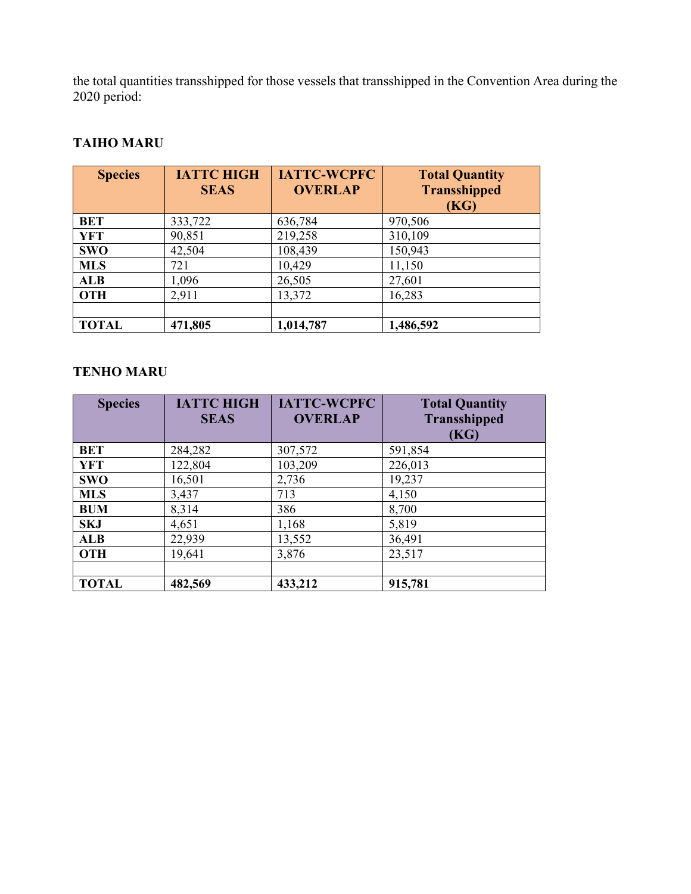the total quantities transshipped for those vessels that transshipped in the Convention Area during the 2020 period:

### TAIHO MARU

| Species | IATTC HIGH SEAS | IATTC-WCPFC OVERLAP | Total Quantity Transshipped (KG) |
|---|---|---|---|
| **BET** | 333,722 | 636,784 | 970,506 |
| **YFT** | 90,851 | 219,258 | 310,109 |
| **SWO** | 42,504 | 108,439 | 150,943 |
| **MLS** | 721 | 10,429 | 11,150 |
| **ALB** | 1,096 | 26,505 | 27,601 |
| **OTH** | 2,911 | 13,372 | 16,283 |
| | | | |
| **TOTAL** | **471,805** | **1,014,787** | **1,486,592** |

### TENHO MARU

| Species | IATTC HIGH SEAS | IATTC-WCPFC OVERLAP | Total Quantity Transshipped (KG) |
|---|---|---|---|
| **BET** | 284,282 | 307,572 | 591,854 |
| **YFT** | 122,804 | 103,209 | 226,013 |
| **SWO** | 16,501 | 2,736 | 19,237 |
| **MLS** | 3,437 | 713 | 4,150 |
| **BUM** | 8,314 | 386 | 8,700 |
| **SKJ** | 4,651 | 1,168 | 5,819 |
| **ALB** | 22,939 | 13,552 | 36,491 |
| **OTH** | 19,641 | 3,876 | 23,517 |
| | | | |
| **TOTAL** | **482,569** | **433,212** | **915,781** |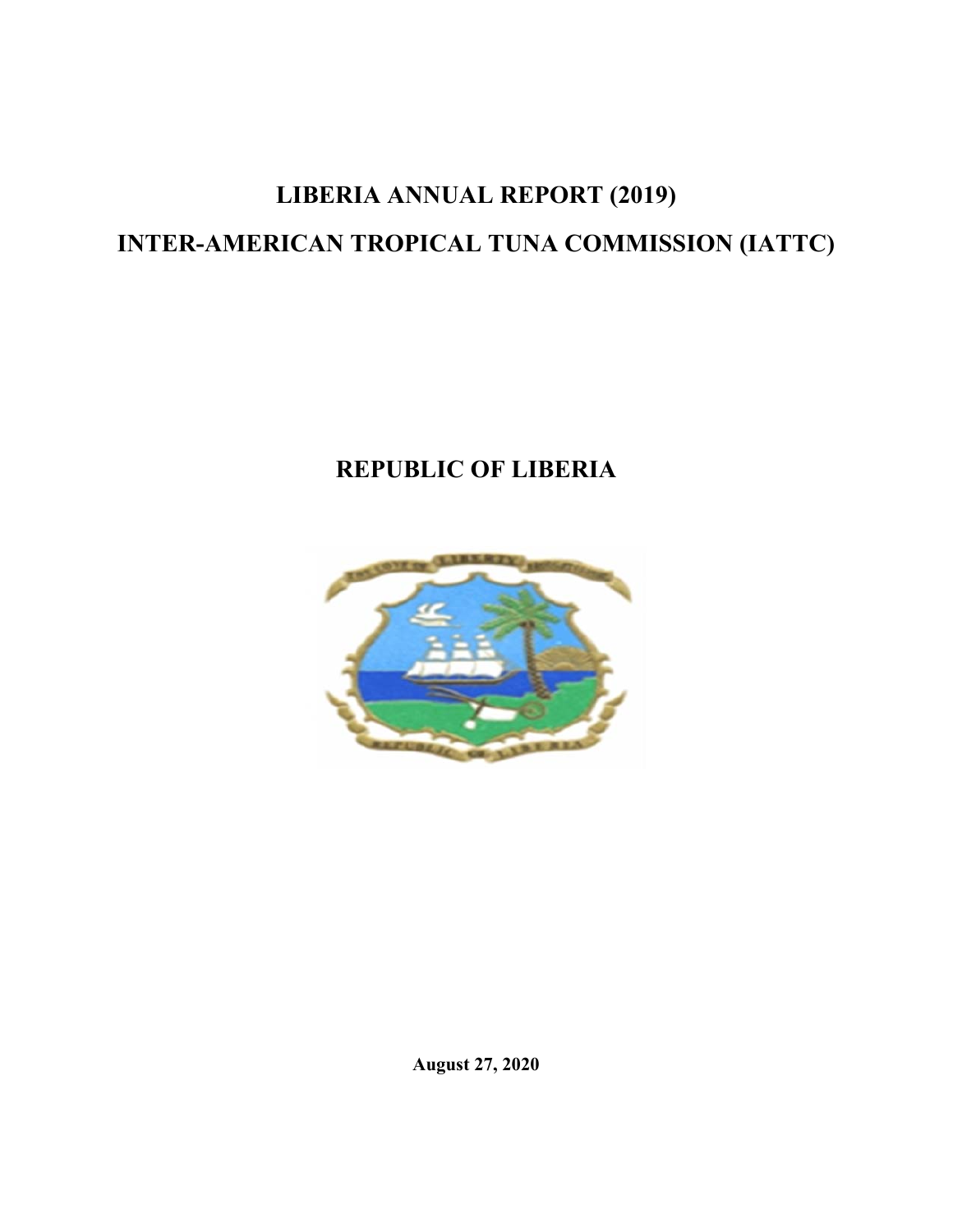# LIBERIA ANNUAL REPORT (2019)

# INTER-AMERICAN TROPICAL TUNA COMMISSION (IATTC)

# REPUBLIC OF LIBERIA

**August 27, 2020**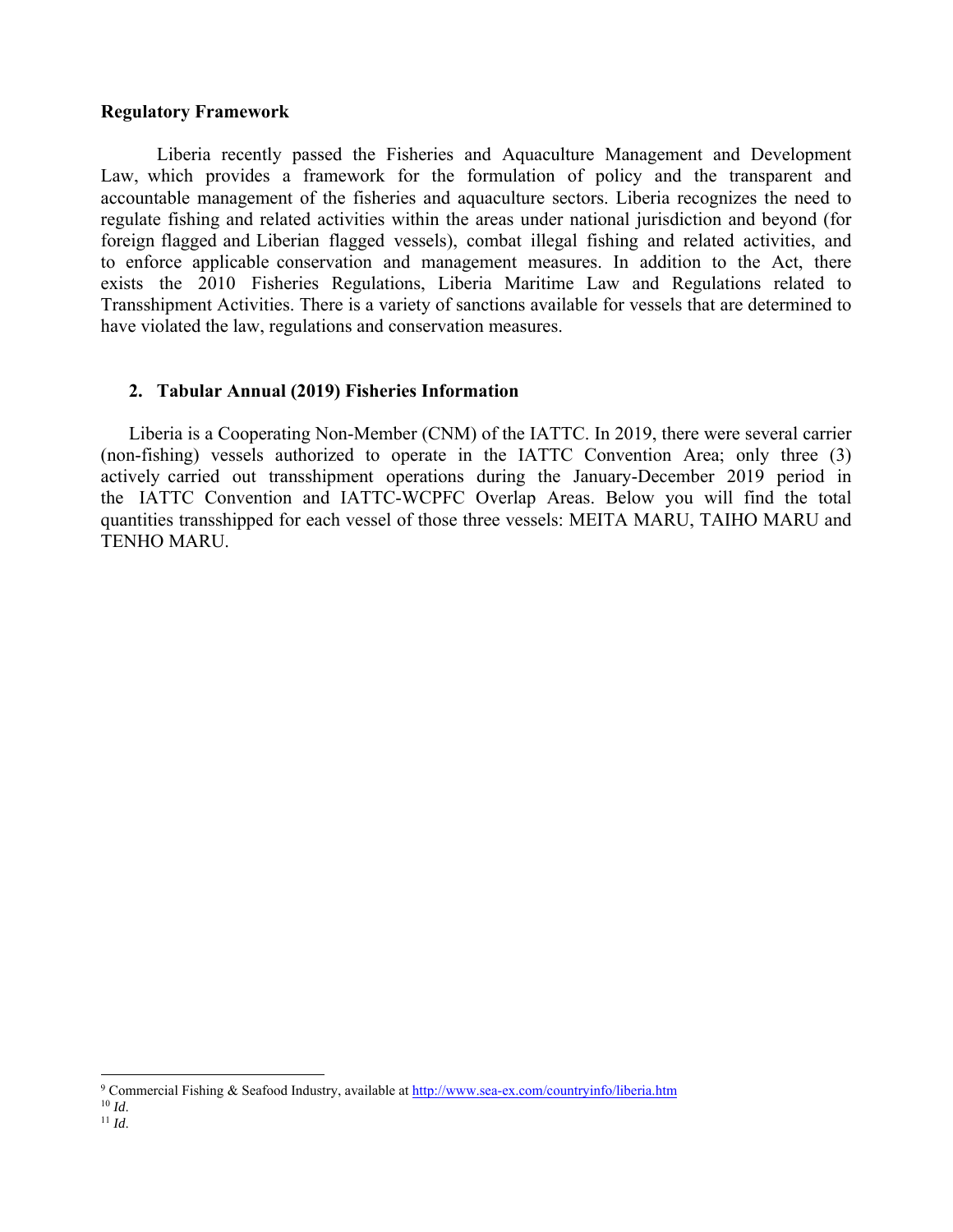**Regulatory Framework**

Liberia recently passed the Fisheries and Aquaculture Management and Development Law, which provides a framework for the formulation of policy and the transparent and accountable management of the fisheries and aquaculture sectors. Liberia recognizes the need to regulate fishing and related activities within the areas under national jurisdiction and beyond (for foreign flagged and Liberian flagged vessels), combat illegal fishing and related activities, and to enforce applicable conservation and management measures. In addition to the Act, there exists the 2010 Fisheries Regulations, Liberia Maritime Law and Regulations related to Transshipment Activities. There is a variety of sanctions available for vessels that are determined to have violated the law, regulations and conservation measures.

## 2. Tabular Annual (2019) Fisheries Information

Liberia is a Cooperating Non-Member (CNM) of the IATTC. In 2019, there were several carrier (non-fishing) vessels authorized to operate in the IATTC Convention Area; only three (3) actively carried out transshipment operations during the January-December 2019 period in the IATTC Convention and IATTC-WCPFC Overlap Areas. Below you will find the total quantities transshipped for each vessel of those three vessels: MEITA MARU, TAIHO MARU and TENHO MARU.

---

[9] Commercial Fishing & Seafood Industry, available at http://www.sea-ex.com/countryinfo/liberia.htm

[10] *Id*.

[11] *Id*.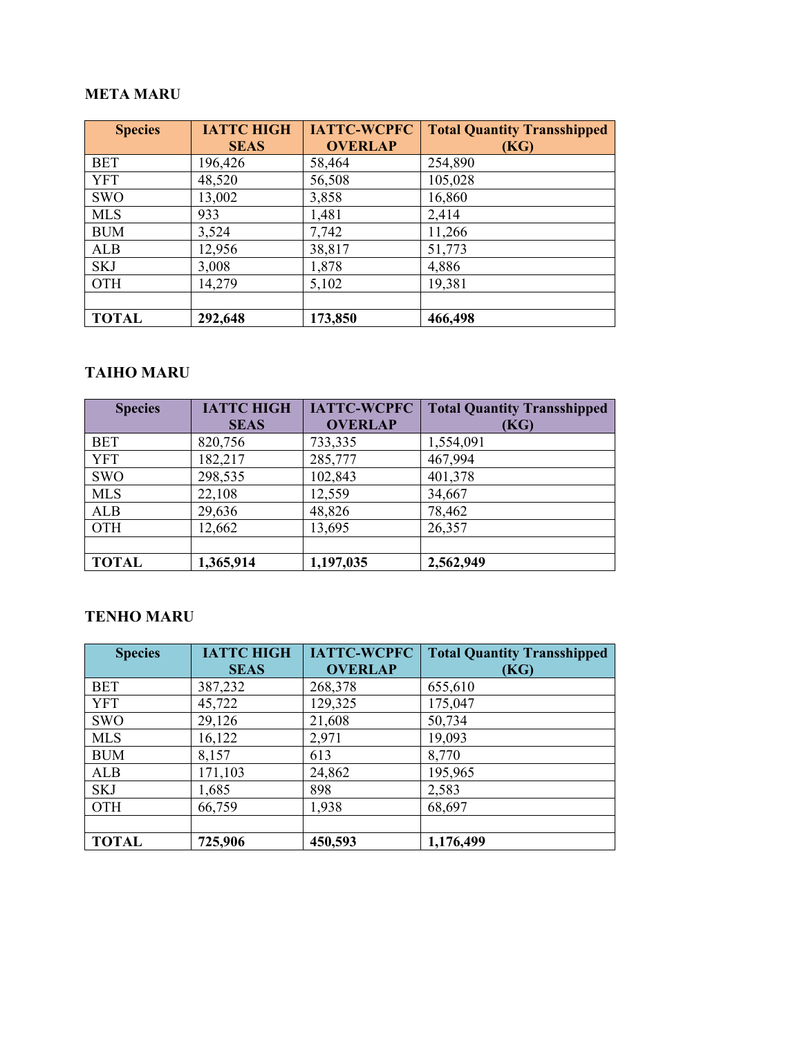**META MARU**

| Species | IATTC HIGH SEAS | IATTC-WCPFC OVERLAP | Total Quantity Transshipped (KG) |
|---|---|---|---|
| BET | 196,426 | 58,464 | 254,890 |
| YFT | 48,520 | 56,508 | 105,028 |
| SWO | 13,002 | 3,858 | 16,860 |
| MLS | 933 | 1,481 | 2,414 |
| BUM | 3,524 | 7,742 | 11,266 |
| ALB | 12,956 | 38,817 | 51,773 |
| SKJ | 3,008 | 1,878 | 4,886 |
| OTH | 14,279 | 5,102 | 19,381 |
| | | | |
| **TOTAL** | **292,648** | **173,850** | **466,498** |

**TAIHO MARU**

| Species | IATTC HIGH SEAS | IATTC-WCPFC OVERLAP | Total Quantity Transshipped (KG) |
|---|---|---|---|
| BET | 820,756 | 733,335 | 1,554,091 |
| YFT | 182,217 | 285,777 | 467,994 |
| SWO | 298,535 | 102,843 | 401,378 |
| MLS | 22,108 | 12,559 | 34,667 |
| ALB | 29,636 | 48,826 | 78,462 |
| OTH | 12,662 | 13,695 | 26,357 |
| | | | |
| **TOTAL** | **1,365,914** | **1,197,035** | **2,562,949** |

**TENHO MARU**

| Species | IATTC HIGH SEAS | IATTC-WCPFC OVERLAP | Total Quantity Transshipped (KG) |
|---|---|---|---|
| BET | 387,232 | 268,378 | 655,610 |
| YFT | 45,722 | 129,325 | 175,047 |
| SWO | 29,126 | 21,608 | 50,734 |
| MLS | 16,122 | 2,971 | 19,093 |
| BUM | 8,157 | 613 | 8,770 |
| ALB | 171,103 | 24,862 | 195,965 |
| SKJ | 1,685 | 898 | 2,583 |
| OTH | 66,759 | 1,938 | 68,697 |
| | | | |
| **TOTAL** | **725,906** | **450,593** | **1,176,499** |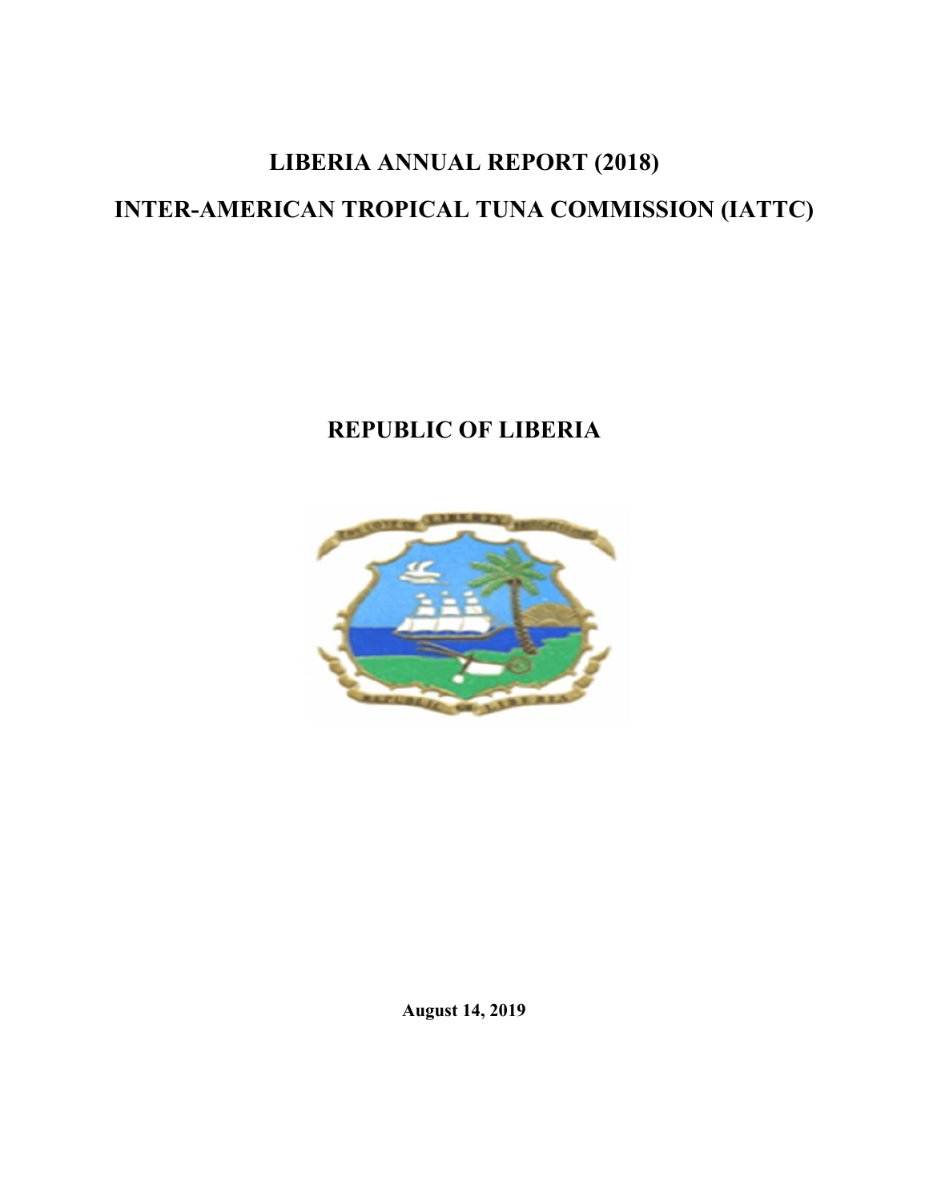# LIBERIA ANNUAL REPORT (2018)

# INTER-AMERICAN TROPICAL TUNA COMMISSION (IATTC)

# REPUBLIC OF LIBERIA

**August 14, 2019**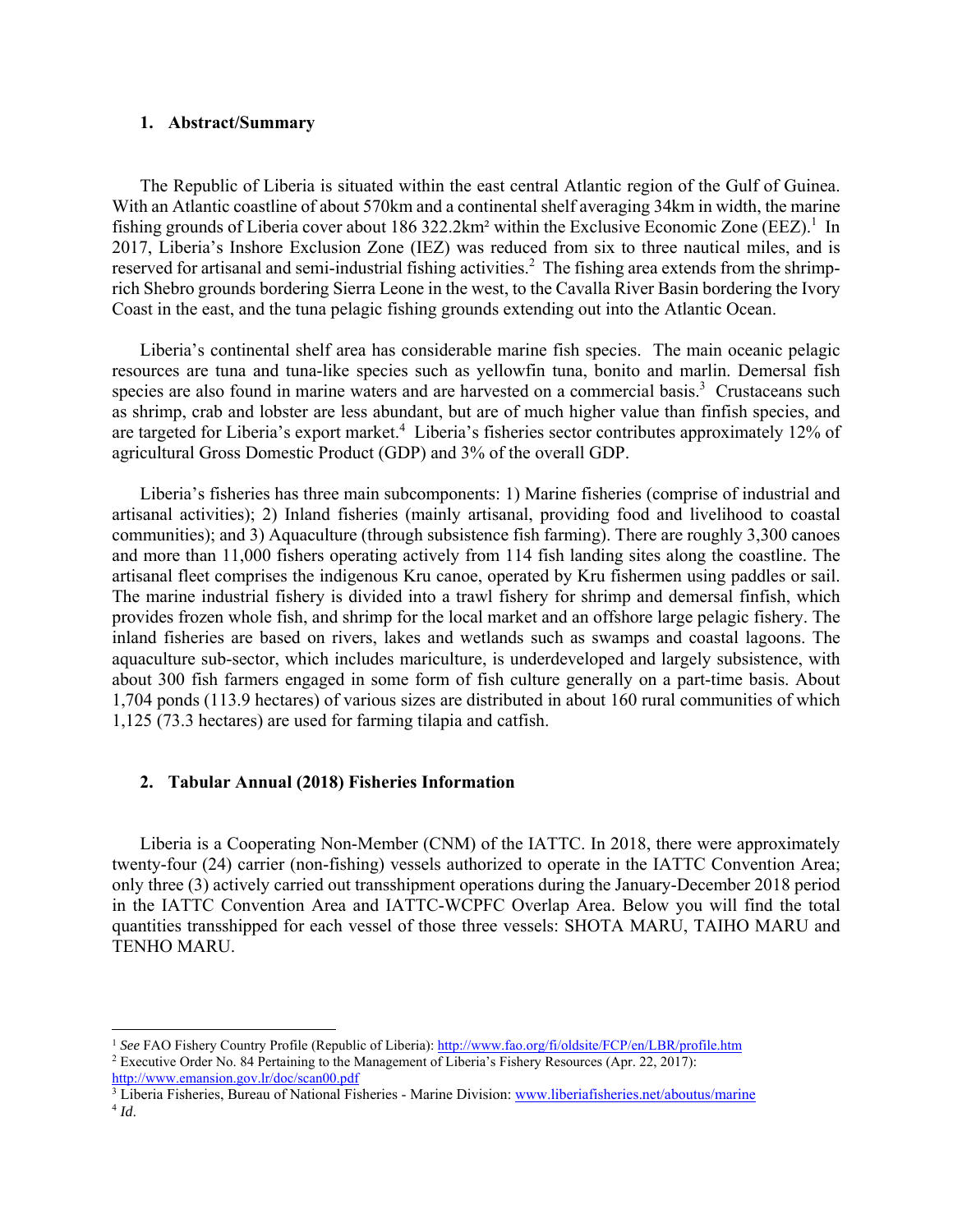## 1. Abstract/Summary

The Republic of Liberia is situated within the east central Atlantic region of the Gulf of Guinea. With an Atlantic coastline of about 570km and a continental shelf averaging 34km in width, the marine fishing grounds of Liberia cover about 186 322.2km² within the Exclusive Economic Zone (EEZ).[1] In 2017, Liberia's Inshore Exclusion Zone (IEZ) was reduced from six to three nautical miles, and is reserved for artisanal and semi-industrial fishing activities.[2] The fishing area extends from the shrimp-rich Shebro grounds bordering Sierra Leone in the west, to the Cavalla River Basin bordering the Ivory Coast in the east, and the tuna pelagic fishing grounds extending out into the Atlantic Ocean.

Liberia's continental shelf area has considerable marine fish species. The main oceanic pelagic resources are tuna and tuna-like species such as yellowfin tuna, bonito and marlin. Demersal fish species are also found in marine waters and are harvested on a commercial basis.[3] Crustaceans such as shrimp, crab and lobster are less abundant, but are of much higher value than finfish species, and are targeted for Liberia's export market.[4] Liberia's fisheries sector contributes approximately 12% of agricultural Gross Domestic Product (GDP) and 3% of the overall GDP.

Liberia's fisheries has three main subcomponents: 1) Marine fisheries (comprise of industrial and artisanal activities); 2) Inland fisheries (mainly artisanal, providing food and livelihood to coastal communities); and 3) Aquaculture (through subsistence fish farming). There are roughly 3,300 canoes and more than 11,000 fishers operating actively from 114 fish landing sites along the coastline. The artisanal fleet comprises the indigenous Kru canoe, operated by Kru fishermen using paddles or sail. The marine industrial fishery is divided into a trawl fishery for shrimp and demersal finfish, which provides frozen whole fish, and shrimp for the local market and an offshore large pelagic fishery. The inland fisheries are based on rivers, lakes and wetlands such as swamps and coastal lagoons. The aquaculture sub-sector, which includes mariculture, is underdeveloped and largely subsistence, with about 300 fish farmers engaged in some form of fish culture generally on a part-time basis. About 1,704 ponds (113.9 hectares) of various sizes are distributed in about 160 rural communities of which 1,125 (73.3 hectares) are used for farming tilapia and catfish.

## 2. Tabular Annual (2018) Fisheries Information

Liberia is a Cooperating Non-Member (CNM) of the IATTC. In 2018, there were approximately twenty-four (24) carrier (non-fishing) vessels authorized to operate in the IATTC Convention Area; only three (3) actively carried out transshipment operations during the January-December 2018 period in the IATTC Convention Area and IATTC-WCPFC Overlap Area. Below you will find the total quantities transshipped for each vessel of those three vessels: SHOTA MARU, TAIHO MARU and TENHO MARU.

---

[1] *See* FAO Fishery Country Profile (Republic of Liberia): http://www.fao.org/fi/oldsite/FCP/en/LBR/profile.htm

[2] Executive Order No. 84 Pertaining to the Management of Liberia's Fishery Resources (Apr. 22, 2017): http://www.emansion.gov.lr/doc/scan00.pdf

[3] Liberia Fisheries, Bureau of National Fisheries - Marine Division: www.liberiafisheries.net/aboutus/marine

[4] *Id*.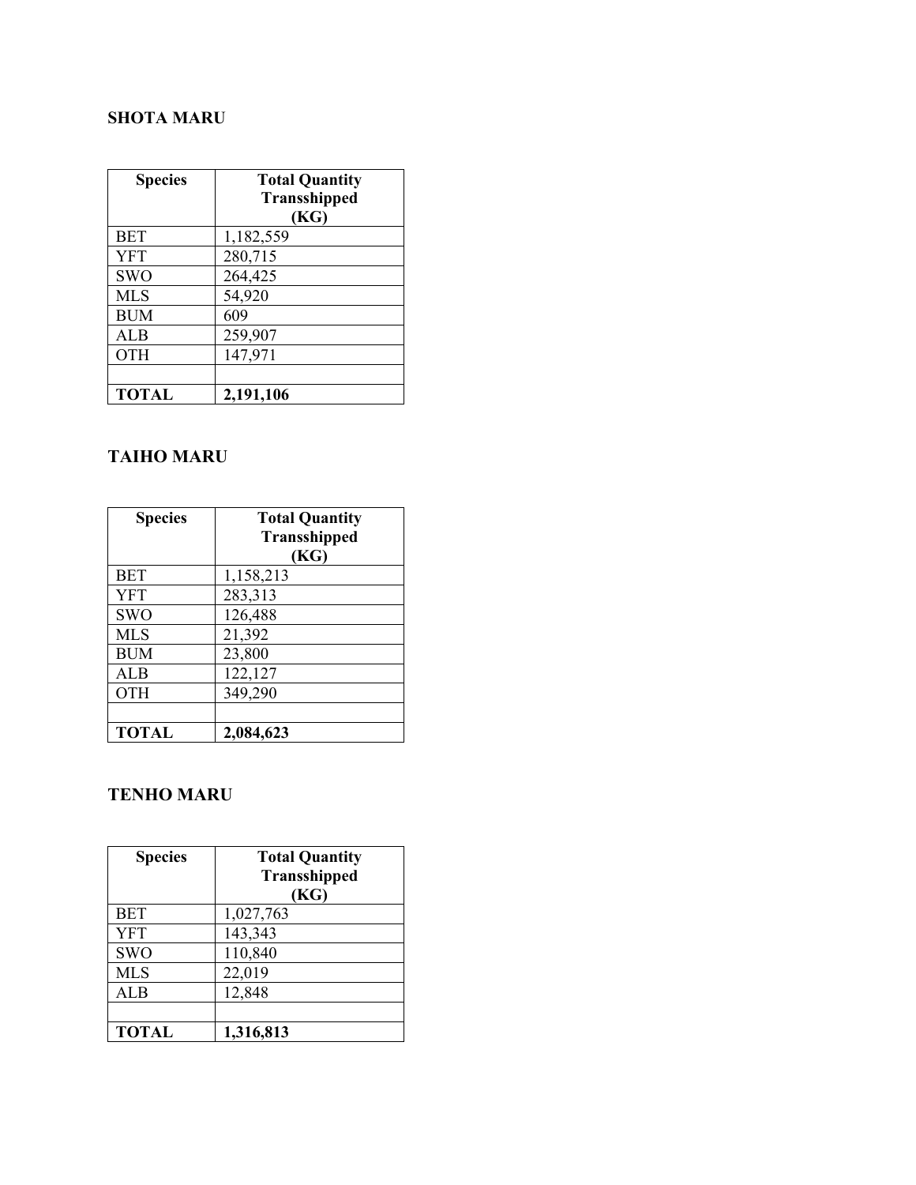**SHOTA MARU**

| Species | Total Quantity Transshipped (KG) |
|---|---|
| BET | 1,182,559 |
| YFT | 280,715 |
| SWO | 264,425 |
| MLS | 54,920 |
| BUM | 609 |
| ALB | 259,907 |
| OTH | 147,971 |
| | |
| **TOTAL** | **2,191,106** |

**TAIHO MARU**

| Species | Total Quantity Transshipped (KG) |
|---|---|
| BET | 1,158,213 |
| YFT | 283,313 |
| SWO | 126,488 |
| MLS | 21,392 |
| BUM | 23,800 |
| ALB | 122,127 |
| OTH | 349,290 |
| | |
| **TOTAL** | **2,084,623** |

**TENHO MARU**

| Species | Total Quantity Transshipped (KG) |
|---|---|
| BET | 1,027,763 |
| YFT | 143,343 |
| SWO | 110,840 |
| MLS | 22,019 |
| ALB | 12,848 |
| | |
| **TOTAL** | **1,316,813** |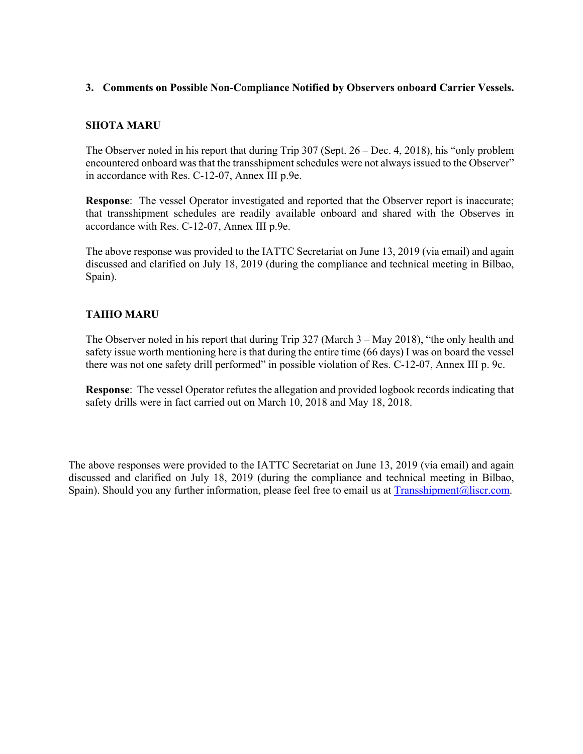## 3. Comments on Possible Non-Compliance Notified by Observers onboard Carrier Vessels.

### SHOTA MARU

The Observer noted in his report that during Trip 307 (Sept. 26 – Dec. 4, 2018), his "only problem encountered onboard was that the transshipment schedules were not always issued to the Observer" in accordance with Res. C-12-07, Annex III p.9e.

**Response**: The vessel Operator investigated and reported that the Observer report is inaccurate; that transshipment schedules are readily available onboard and shared with the Observes in accordance with Res. C-12-07, Annex III p.9e.

The above response was provided to the IATTC Secretariat on June 13, 2019 (via email) and again discussed and clarified on July 18, 2019 (during the compliance and technical meeting in Bilbao, Spain).

### TAIHO MARU

The Observer noted in his report that during Trip 327 (March 3 – May 2018), "the only health and safety issue worth mentioning here is that during the entire time (66 days) I was on board the vessel there was not one safety drill performed" in possible violation of Res. C-12-07, Annex III p. 9c.

**Response**: The vessel Operator refutes the allegation and provided logbook records indicating that safety drills were in fact carried out on March 10, 2018 and May 18, 2018.

The above responses were provided to the IATTC Secretariat on June 13, 2019 (via email) and again discussed and clarified on July 18, 2019 (during the compliance and technical meeting in Bilbao, Spain). Should you any further information, please feel free to email us at [Transshipment@liscr.com](mailto:Transshipment@liscr.com).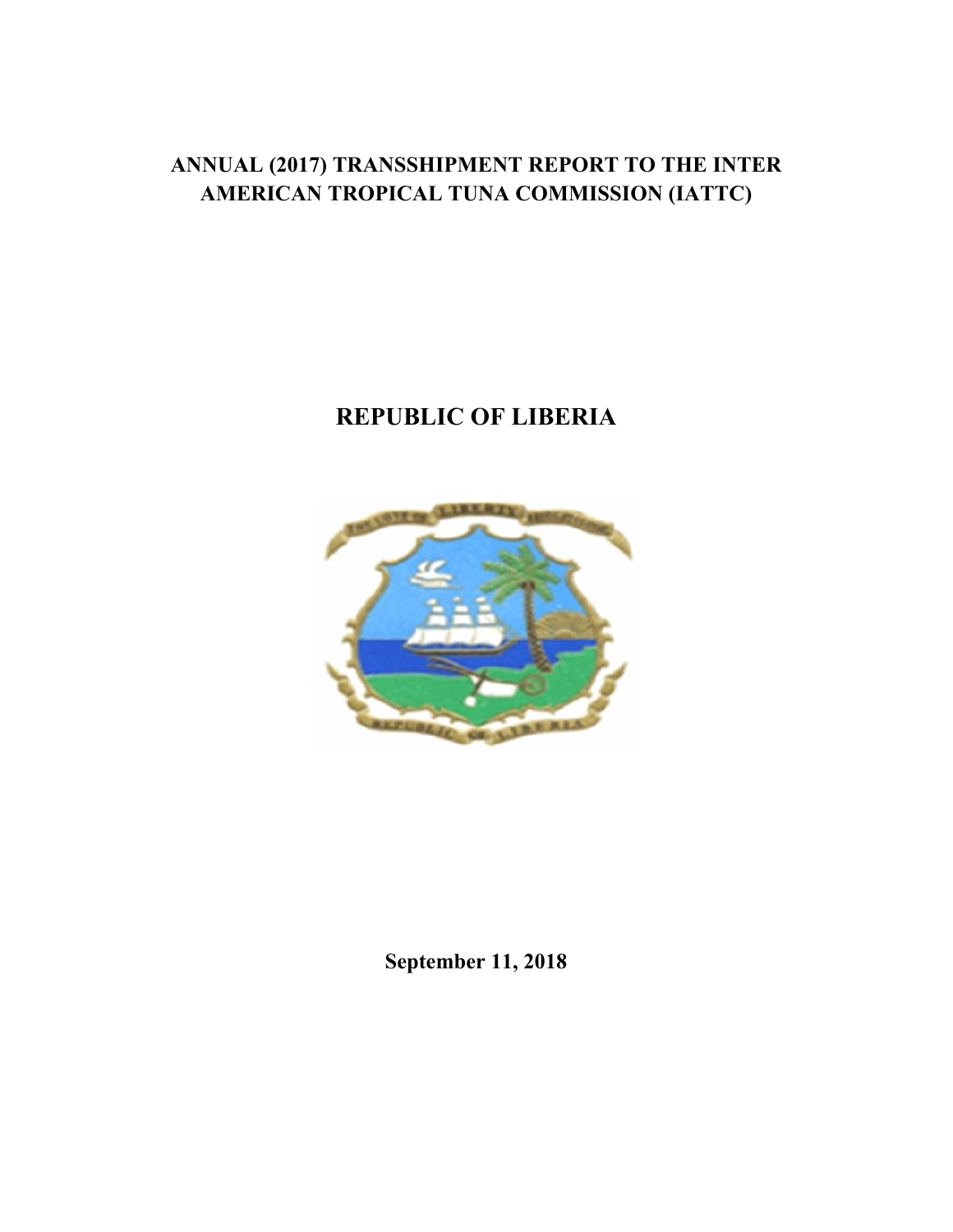**ANNUAL (2017) TRANSSHIPMENT REPORT TO THE INTER AMERICAN TROPICAL TUNA COMMISSION (IATTC)**

# REPUBLIC OF LIBERIA

**September 11, 2018**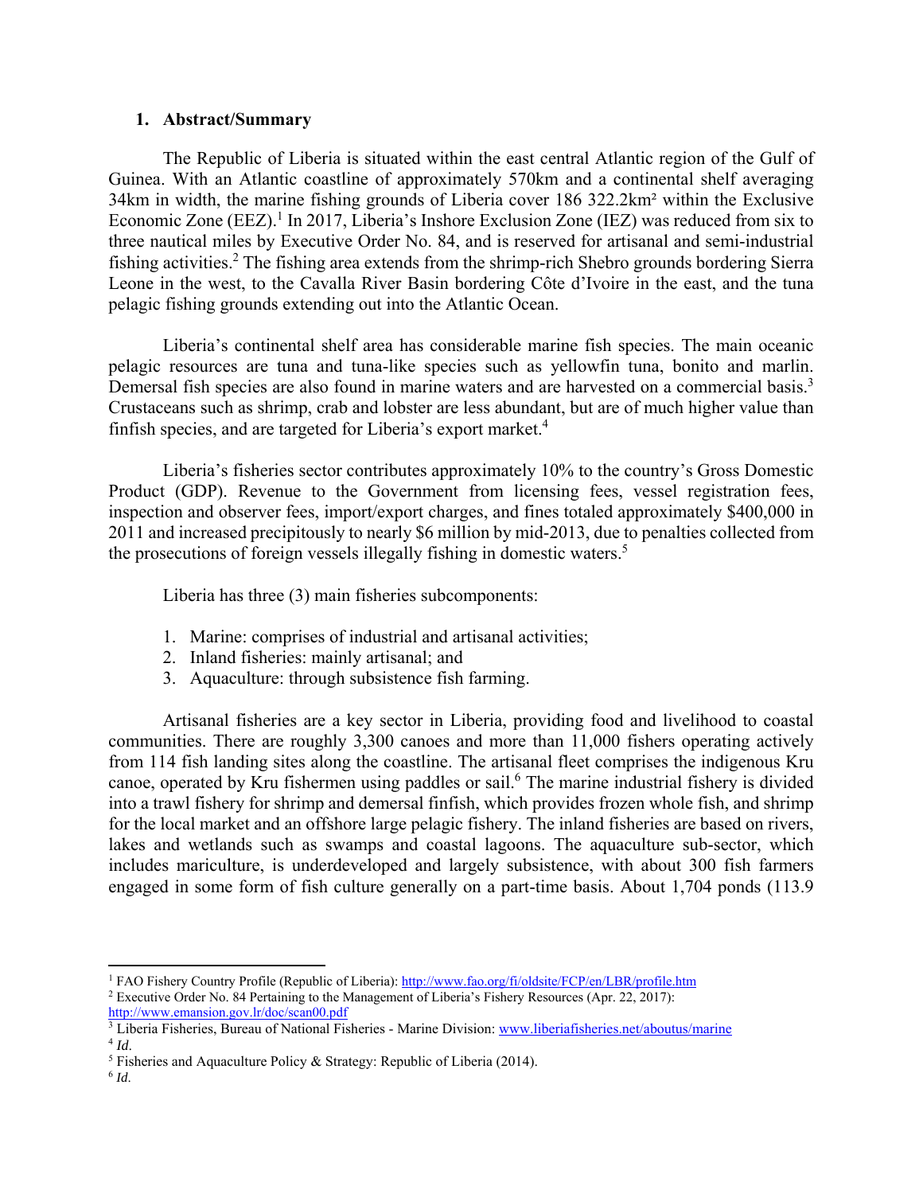## 1. Abstract/Summary

The Republic of Liberia is situated within the east central Atlantic region of the Gulf of Guinea. With an Atlantic coastline of approximately 570km and a continental shelf averaging 34km in width, the marine fishing grounds of Liberia cover 186 322.2km² within the Exclusive Economic Zone (EEZ).[1] In 2017, Liberia's Inshore Exclusion Zone (IEZ) was reduced from six to three nautical miles by Executive Order No. 84, and is reserved for artisanal and semi-industrial fishing activities.[2] The fishing area extends from the shrimp-rich Shebro grounds bordering Sierra Leone in the west, to the Cavalla River Basin bordering Côte d'Ivoire in the east, and the tuna pelagic fishing grounds extending out into the Atlantic Ocean.

Liberia's continental shelf area has considerable marine fish species. The main oceanic pelagic resources are tuna and tuna-like species such as yellowfin tuna, bonito and marlin. Demersal fish species are also found in marine waters and are harvested on a commercial basis.[3] Crustaceans such as shrimp, crab and lobster are less abundant, but are of much higher value than finfish species, and are targeted for Liberia's export market.[4]

Liberia's fisheries sector contributes approximately 10% to the country's Gross Domestic Product (GDP). Revenue to the Government from licensing fees, vessel registration fees, inspection and observer fees, import/export charges, and fines totaled approximately $400,000 in 2011 and increased precipitously to nearly $6 million by mid-2013, due to penalties collected from the prosecutions of foreign vessels illegally fishing in domestic waters.[5]

Liberia has three (3) main fisheries subcomponents:

1. Marine: comprises of industrial and artisanal activities;
2. Inland fisheries: mainly artisanal; and
3. Aquaculture: through subsistence fish farming.

Artisanal fisheries are a key sector in Liberia, providing food and livelihood to coastal communities. There are roughly 3,300 canoes and more than 11,000 fishers operating actively from 114 fish landing sites along the coastline. The artisanal fleet comprises the indigenous Kru canoe, operated by Kru fishermen using paddles or sail.[6] The marine industrial fishery is divided into a trawl fishery for shrimp and demersal finfish, which provides frozen whole fish, and shrimp for the local market and an offshore large pelagic fishery. The inland fisheries are based on rivers, lakes and wetlands such as swamps and coastal lagoons. The aquaculture sub-sector, which includes mariculture, is underdeveloped and largely subsistence, with about 300 fish farmers engaged in some form of fish culture generally on a part-time basis. About 1,704 ponds (113.9

---

[1] FAO Fishery Country Profile (Republic of Liberia): http://www.fao.org/fi/oldsite/FCP/en/LBR/profile.htm

[2] Executive Order No. 84 Pertaining to the Management of Liberia's Fishery Resources (Apr. 22, 2017): http://www.emansion.gov.lr/doc/scan00.pdf

[3] Liberia Fisheries, Bureau of National Fisheries - Marine Division: www.liberiafisheries.net/aboutus/marine

[4] *Id*.

[5] Fisheries and Aquaculture Policy & Strategy: Republic of Liberia (2014).

[6] *Id*.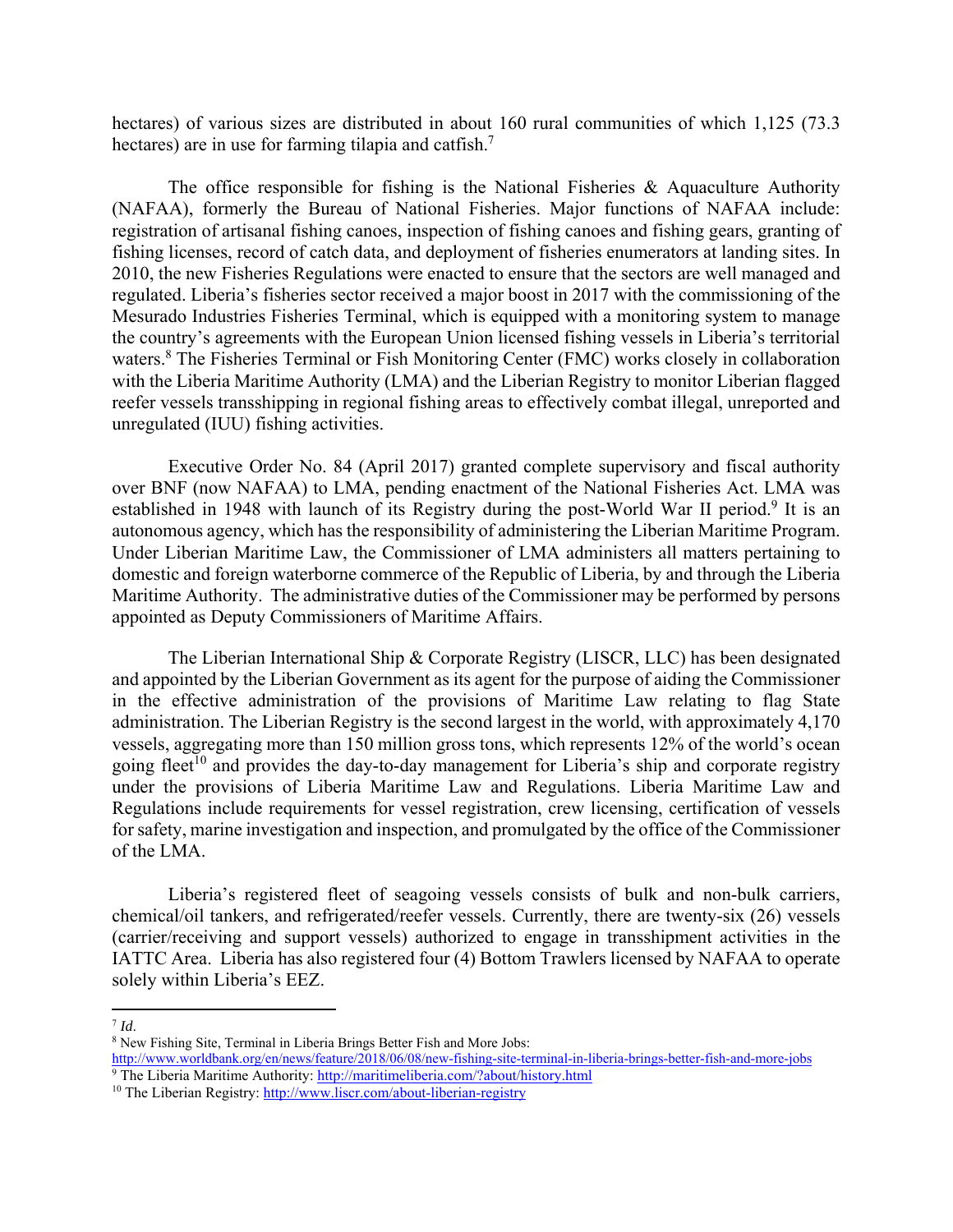hectares) of various sizes are distributed in about 160 rural communities of which 1,125 (73.3 hectares) are in use for farming tilapia and catfish.[7]

The office responsible for fishing is the National Fisheries & Aquaculture Authority (NAFAA), formerly the Bureau of National Fisheries. Major functions of NAFAA include: registration of artisanal fishing canoes, inspection of fishing canoes and fishing gears, granting of fishing licenses, record of catch data, and deployment of fisheries enumerators at landing sites. In 2010, the new Fisheries Regulations were enacted to ensure that the sectors are well managed and regulated. Liberia's fisheries sector received a major boost in 2017 with the commissioning of the Mesurado Industries Fisheries Terminal, which is equipped with a monitoring system to manage the country's agreements with the European Union licensed fishing vessels in Liberia's territorial waters.[8] The Fisheries Terminal or Fish Monitoring Center (FMC) works closely in collaboration with the Liberia Maritime Authority (LMA) and the Liberian Registry to monitor Liberian flagged reefer vessels transshipping in regional fishing areas to effectively combat illegal, unreported and unregulated (IUU) fishing activities.

Executive Order No. 84 (April 2017) granted complete supervisory and fiscal authority over BNF (now NAFAA) to LMA, pending enactment of the National Fisheries Act. LMA was established in 1948 with launch of its Registry during the post-World War II period.[9] It is an autonomous agency, which has the responsibility of administering the Liberian Maritime Program. Under Liberian Maritime Law, the Commissioner of LMA administers all matters pertaining to domestic and foreign waterborne commerce of the Republic of Liberia, by and through the Liberia Maritime Authority. The administrative duties of the Commissioner may be performed by persons appointed as Deputy Commissioners of Maritime Affairs.

The Liberian International Ship & Corporate Registry (LISCR, LLC) has been designated and appointed by the Liberian Government as its agent for the purpose of aiding the Commissioner in the effective administration of the provisions of Maritime Law relating to flag State administration. The Liberian Registry is the second largest in the world, with approximately 4,170 vessels, aggregating more than 150 million gross tons, which represents 12% of the world's ocean going fleet[10] and provides the day-to-day management for Liberia's ship and corporate registry under the provisions of Liberia Maritime Law and Regulations. Liberia Maritime Law and Regulations include requirements for vessel registration, crew licensing, certification of vessels for safety, marine investigation and inspection, and promulgated by the office of the Commissioner of the LMA.

Liberia's registered fleet of seagoing vessels consists of bulk and non-bulk carriers, chemical/oil tankers, and refrigerated/reefer vessels. Currently, there are twenty-six (26) vessels (carrier/receiving and support vessels) authorized to engage in transshipment activities in the IATTC Area. Liberia has also registered four (4) Bottom Trawlers licensed by NAFAA to operate solely within Liberia's EEZ.

---

[7] *Id*.

[8] New Fishing Site, Terminal in Liberia Brings Better Fish and More Jobs: http://www.worldbank.org/en/news/feature/2018/06/08/new-fishing-site-terminal-in-liberia-brings-better-fish-and-more-jobs

[9] The Liberia Maritime Authority: http://maritimeliberia.com/?about/history.html

[10] The Liberian Registry: http://www.liscr.com/about-liberian-registry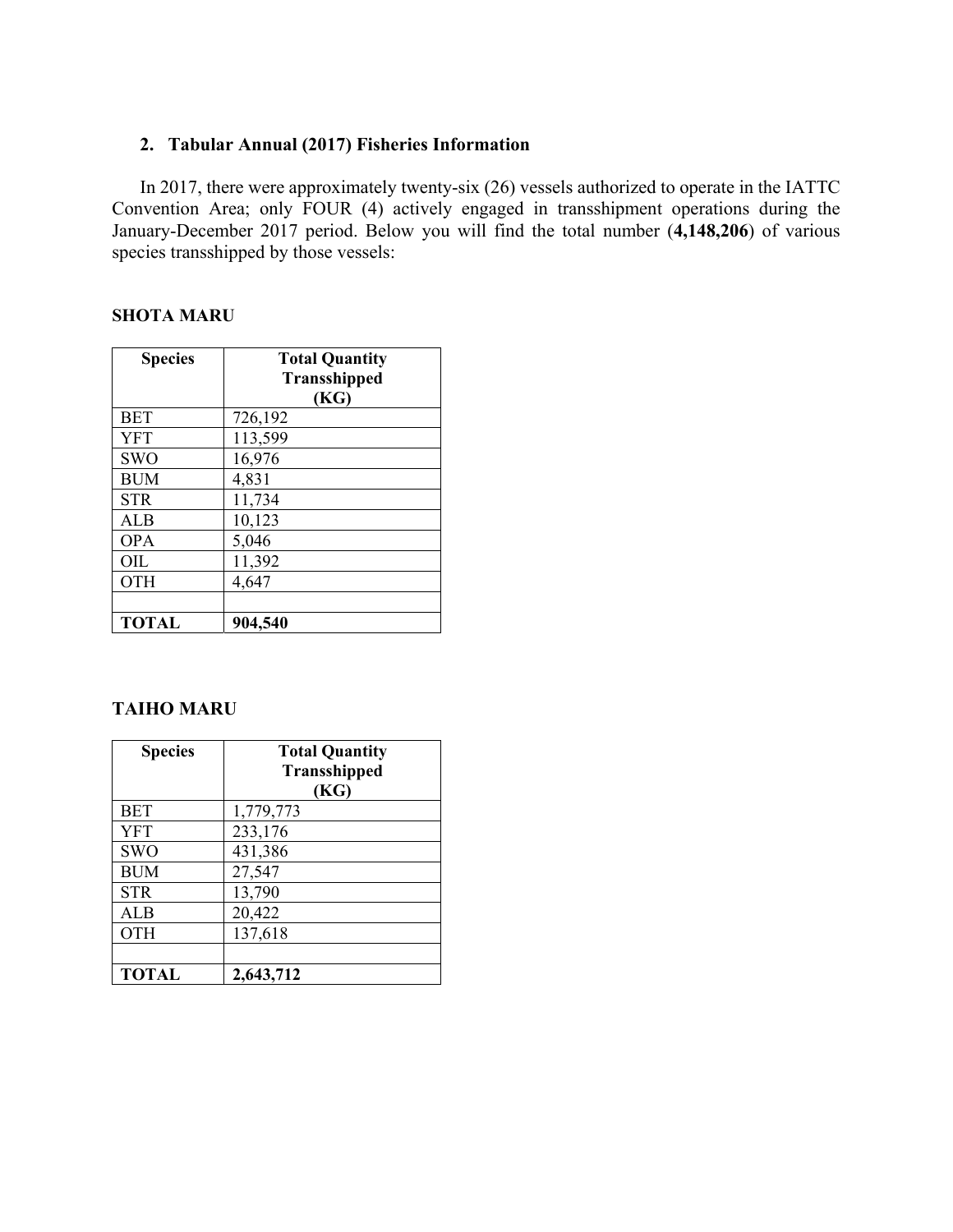## 2. Tabular Annual (2017) Fisheries Information

In 2017, there were approximately twenty-six (26) vessels authorized to operate in the IATTC Convention Area; only FOUR (4) actively engaged in transshipment operations during the January-December 2017 period. Below you will find the total number (**4,148,206**) of various species transshipped by those vessels:

**SHOTA MARU**

| **Species** | **Total Quantity Transshipped (KG)** |
|---|---|
| BET | 726,192 |
| YFT | 113,599 |
| SWO | 16,976 |
| BUM | 4,831 |
| STR | 11,734 |
| ALB | 10,123 |
| OPA | 5,046 |
| OIL | 11,392 |
| OTH | 4,647 |
| | |
| **TOTAL** | **904,540** |

**TAIHO MARU**

| **Species** | **Total Quantity Transshipped (KG)** |
|---|---|
| BET | 1,779,773 |
| YFT | 233,176 |
| SWO | 431,386 |
| BUM | 27,547 |
| STR | 13,790 |
| ALB | 20,422 |
| OTH | 137,618 |
| | |
| **TOTAL** | **2,643,712** |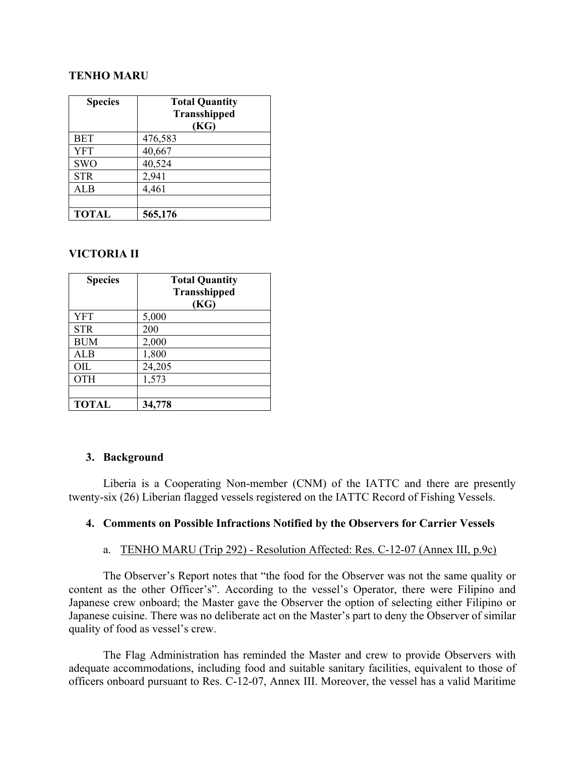**TENHO MARU**

| Species | Total Quantity Transshipped (KG) |
|---|---|
| BET | 476,583 |
| YFT | 40,667 |
| SWO | 40,524 |
| STR | 2,941 |
| ALB | 4,461 |
| | |
| **TOTAL** | **565,176** |

**VICTORIA II**

| Species | Total Quantity Transshipped (KG) |
|---|---|
| YFT | 5,000 |
| STR | 200 |
| BUM | 2,000 |
| ALB | 1,800 |
| OIL | 24,205 |
| OTH | 1,573 |
| | |
| **TOTAL** | **34,778** |

### 3. Background

Liberia is a Cooperating Non-member (CNM) of the IATTC and there are presently twenty-six (26) Liberian flagged vessels registered on the IATTC Record of Fishing Vessels.

### 4. Comments on Possible Infractions Notified by the Observers for Carrier Vessels

a. TENHO MARU (Trip 292) - Resolution Affected: Res. C-12-07 (Annex III, p.9c)

The Observer's Report notes that "the food for the Observer was not the same quality or content as the other Officer's". According to the vessel's Operator, there were Filipino and Japanese crew onboard; the Master gave the Observer the option of selecting either Filipino or Japanese cuisine. There was no deliberate act on the Master's part to deny the Observer of similar quality of food as vessel's crew.

The Flag Administration has reminded the Master and crew to provide Observers with adequate accommodations, including food and suitable sanitary facilities, equivalent to those of officers onboard pursuant to Res. C-12-07, Annex III. Moreover, the vessel has a valid Maritime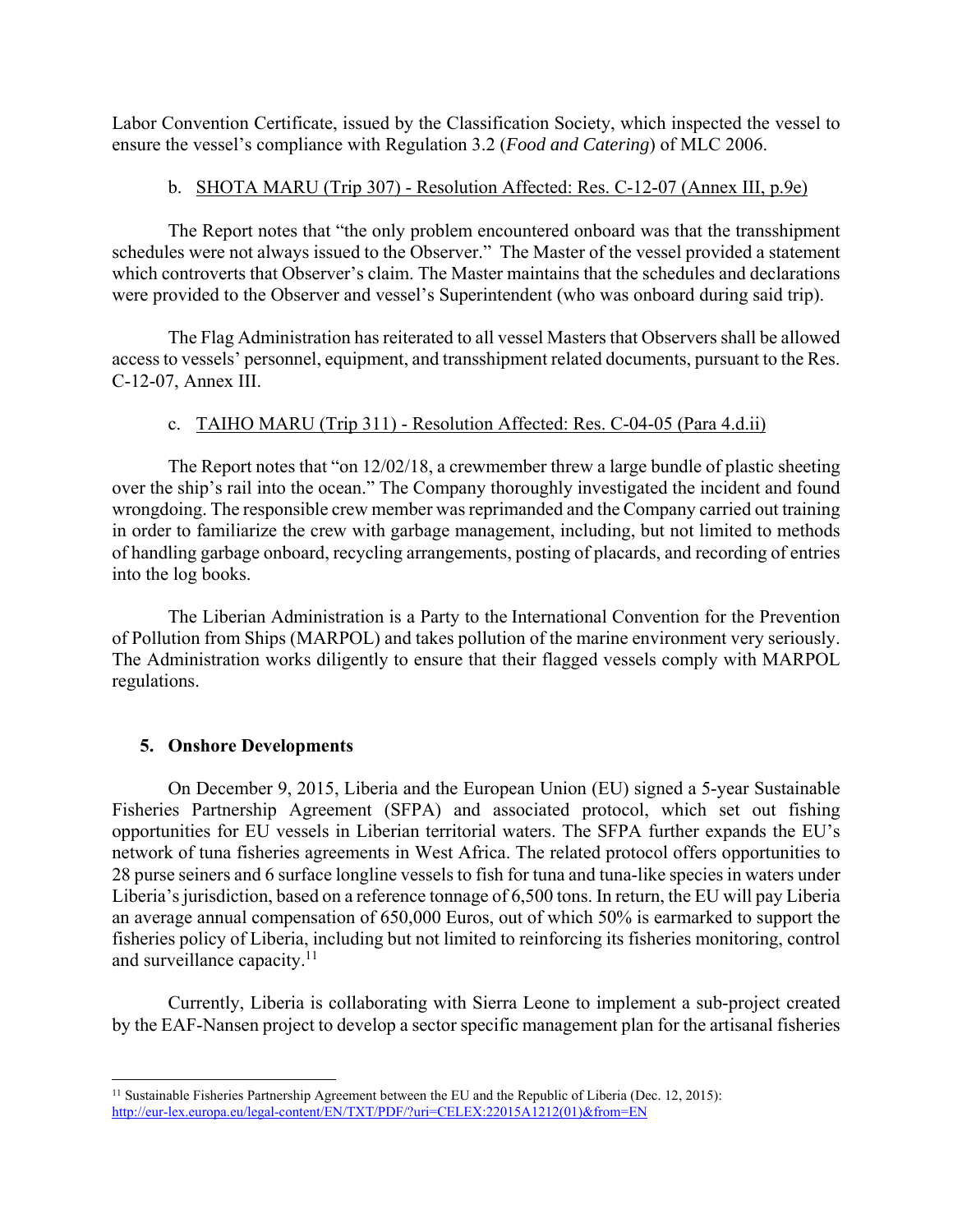Labor Convention Certificate, issued by the Classification Society, which inspected the vessel to ensure the vessel's compliance with Regulation 3.2 (*Food and Catering*) of MLC 2006.

b. <u>SHOTA MARU (Trip 307) - Resolution Affected: Res. C-12-07 (Annex III, p.9e)</u>

The Report notes that "the only problem encountered onboard was that the transshipment schedules were not always issued to the Observer." The Master of the vessel provided a statement which controverts that Observer's claim. The Master maintains that the schedules and declarations were provided to the Observer and vessel's Superintendent (who was onboard during said trip).

The Flag Administration has reiterated to all vessel Masters that Observers shall be allowed access to vessels' personnel, equipment, and transshipment related documents, pursuant to the Res. C-12-07, Annex III.

c. <u>TAIHO MARU (Trip 311) - Resolution Affected: Res. C-04-05 (Para 4.d.ii)</u>

The Report notes that "on 12/02/18, a crewmember threw a large bundle of plastic sheeting over the ship's rail into the ocean." The Company thoroughly investigated the incident and found wrongdoing. The responsible crew member was reprimanded and the Company carried out training in order to familiarize the crew with garbage management, including, but not limited to methods of handling garbage onboard, recycling arrangements, posting of placards, and recording of entries into the log books.

The Liberian Administration is a Party to the International Convention for the Prevention of Pollution from Ships (MARPOL) and takes pollution of the marine environment very seriously. The Administration works diligently to ensure that their flagged vessels comply with MARPOL regulations.

## 5. Onshore Developments

On December 9, 2015, Liberia and the European Union (EU) signed a 5-year Sustainable Fisheries Partnership Agreement (SFPA) and associated protocol, which set out fishing opportunities for EU vessels in Liberian territorial waters. The SFPA further expands the EU's network of tuna fisheries agreements in West Africa. The related protocol offers opportunities to 28 purse seiners and 6 surface longline vessels to fish for tuna and tuna-like species in waters under Liberia's jurisdiction, based on a reference tonnage of 6,500 tons. In return, the EU will pay Liberia an average annual compensation of 650,000 Euros, out of which 50% is earmarked to support the fisheries policy of Liberia, including but not limited to reinforcing its fisheries monitoring, control and surveillance capacity.[11]

Currently, Liberia is collaborating with Sierra Leone to implement a sub-project created by the EAF-Nansen project to develop a sector specific management plan for the artisanal fisheries

---

[11] Sustainable Fisheries Partnership Agreement between the EU and the Republic of Liberia (Dec. 12, 2015): http://eur-lex.europa.eu/legal-content/EN/TXT/PDF/?uri=CELEX:22015A1212(01)&from=EN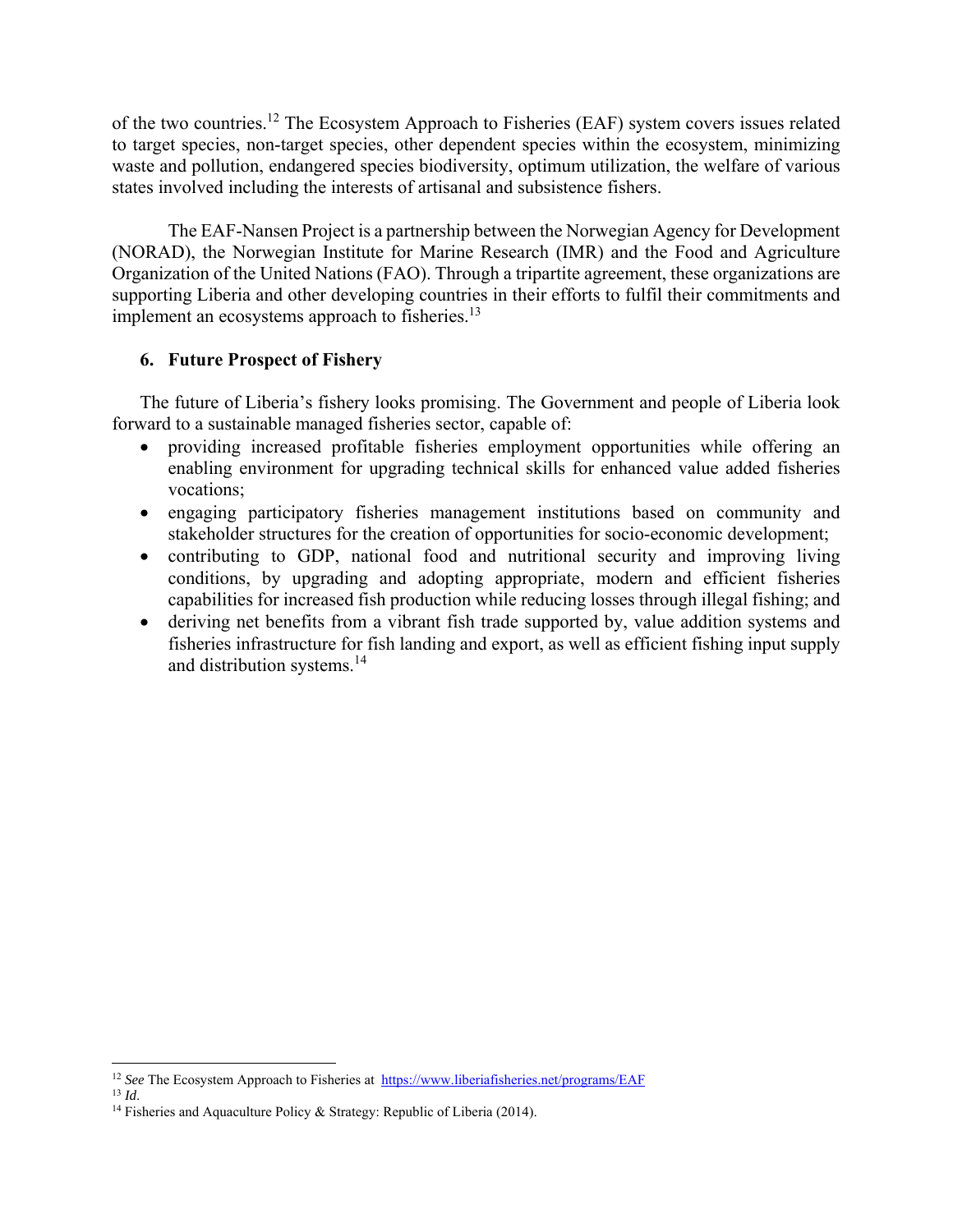of the two countries.[12] The Ecosystem Approach to Fisheries (EAF) system covers issues related to target species, non-target species, other dependent species within the ecosystem, minimizing waste and pollution, endangered species biodiversity, optimum utilization, the welfare of various states involved including the interests of artisanal and subsistence fishers.

The EAF-Nansen Project is a partnership between the Norwegian Agency for Development (NORAD), the Norwegian Institute for Marine Research (IMR) and the Food and Agriculture Organization of the United Nations (FAO). Through a tripartite agreement, these organizations are supporting Liberia and other developing countries in their efforts to fulfil their commitments and implement an ecosystems approach to fisheries.[13]

### 6. Future Prospect of Fishery

The future of Liberia's fishery looks promising. The Government and people of Liberia look forward to a sustainable managed fisheries sector, capable of:

- providing increased profitable fisheries employment opportunities while offering an enabling environment for upgrading technical skills for enhanced value added fisheries vocations;
- engaging participatory fisheries management institutions based on community and stakeholder structures for the creation of opportunities for socio-economic development;
- contributing to GDP, national food and nutritional security and improving living conditions, by upgrading and adopting appropriate, modern and efficient fisheries capabilities for increased fish production while reducing losses through illegal fishing; and
- deriving net benefits from a vibrant fish trade supported by, value addition systems and fisheries infrastructure for fish landing and export, as well as efficient fishing input supply and distribution systems.[14]

---

[12] *See* The Ecosystem Approach to Fisheries at https://www.liberiafisheries.net/programs/EAF

[13] *Id*.

[14] Fisheries and Aquaculture Policy & Strategy: Republic of Liberia (2014).